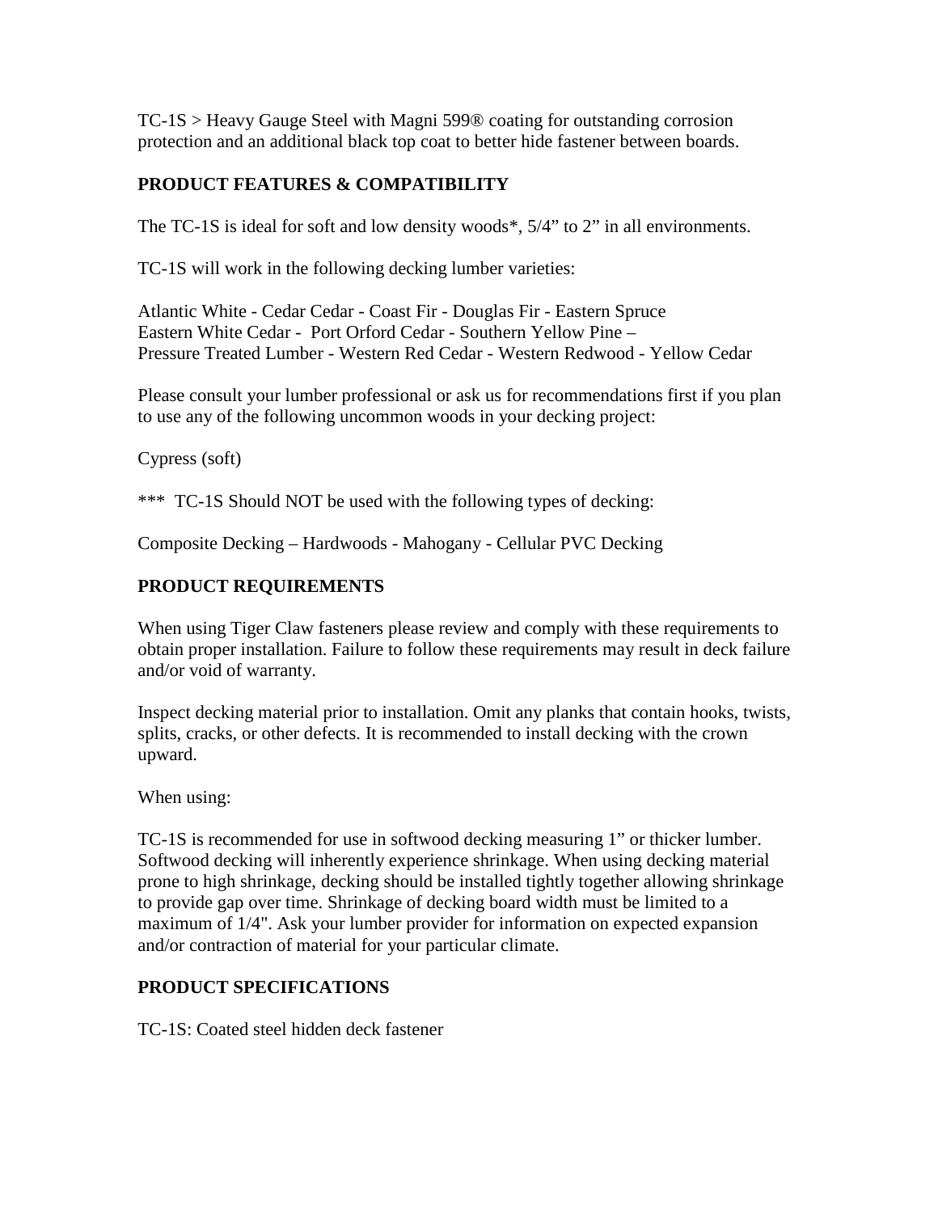TC-1S > Heavy Gauge Steel with Magni 599® coating for outstanding corrosion protection and an additional black top coat to better hide fastener between boards.

**PRODUCT FEATURES & COMPATIBILITY**

The TC-1S is ideal for soft and low density woods*, 5/4" to 2" in all environments.

TC-1S will work in the following decking lumber varieties:

Atlantic White - Cedar Cedar - Coast Fir - Douglas Fir - Eastern Spruce
Eastern White Cedar - Port Orford Cedar - Southern Yellow Pine –
Pressure Treated Lumber - Western Red Cedar - Western Redwood - Yellow Cedar

Please consult your lumber professional or ask us for recommendations first if you plan to use any of the following uncommon woods in your decking project:

Cypress (soft)

*** TC-1S Should NOT be used with the following types of decking:

Composite Decking – Hardwoods - Mahogany - Cellular PVC Decking

**PRODUCT REQUIREMENTS**

When using Tiger Claw fasteners please review and comply with these requirements to obtain proper installation. Failure to follow these requirements may result in deck failure and/or void of warranty.

Inspect decking material prior to installation. Omit any planks that contain hooks, twists, splits, cracks, or other defects. It is recommended to install decking with the crown upward.

When using:

TC-1S is recommended for use in softwood decking measuring 1" or thicker lumber. Softwood decking will inherently experience shrinkage. When using decking material prone to high shrinkage, decking should be installed tightly together allowing shrinkage to provide gap over time. Shrinkage of decking board width must be limited to a maximum of 1/4". Ask your lumber provider for information on expected expansion and/or contraction of material for your particular climate.

**PRODUCT SPECIFICATIONS**

TC-1S: Coated steel hidden deck fastener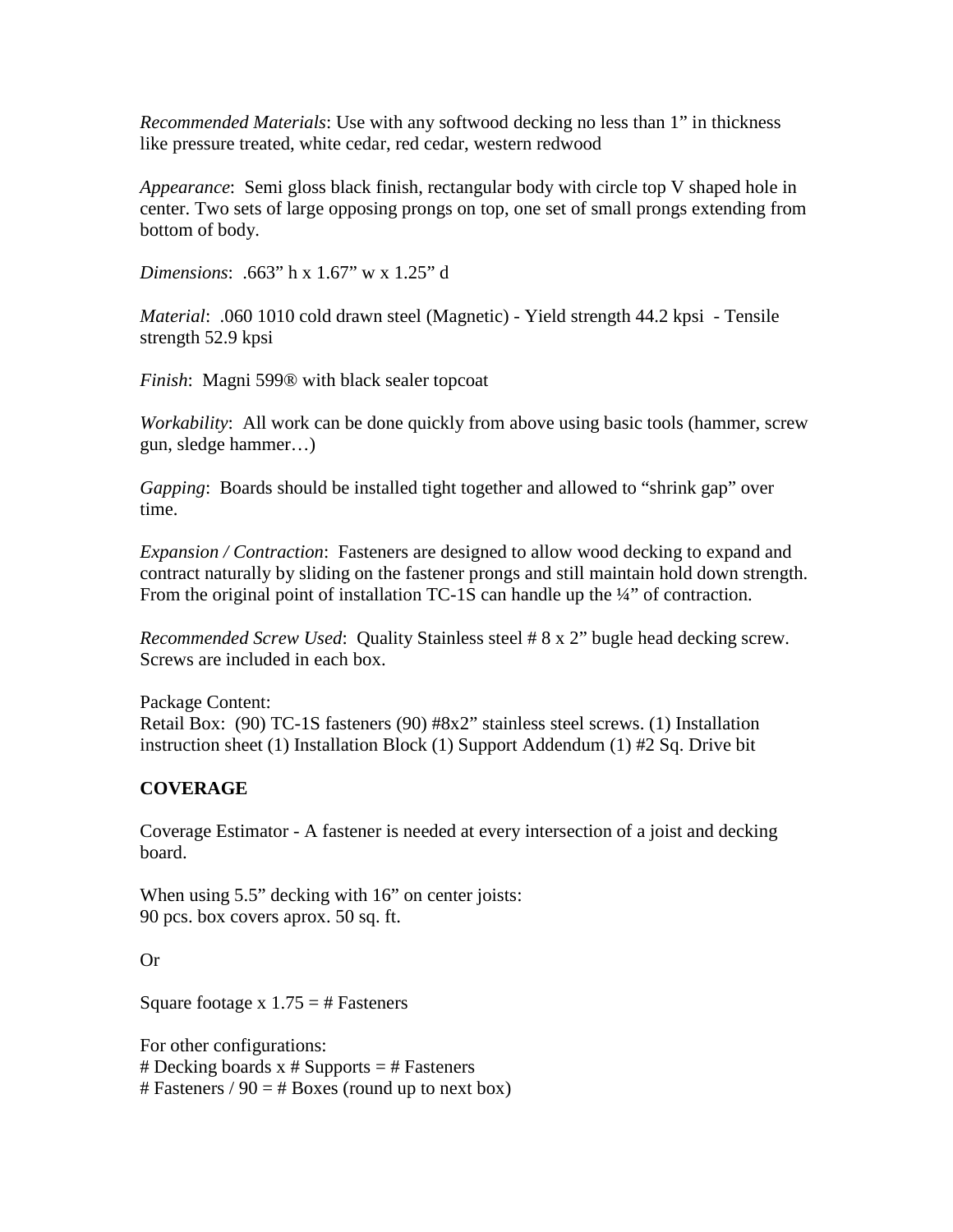*Recommended Materials*: Use with any softwood decking no less than 1" in thickness like pressure treated, white cedar, red cedar, western redwood

*Appearance*: Semi gloss black finish, rectangular body with circle top V shaped hole in center. Two sets of large opposing prongs on top, one set of small prongs extending from bottom of body.

*Dimensions*: .663" h x 1.67" w x 1.25" d

*Material*: .060 1010 cold drawn steel (Magnetic) - Yield strength 44.2 kpsi - Tensile strength 52.9 kpsi

*Finish*: Magni 599® with black sealer topcoat

*Workability*: All work can be done quickly from above using basic tools (hammer, screw gun, sledge hammer…)

*Gapping*: Boards should be installed tight together and allowed to "shrink gap" over time.

*Expansion / Contraction*: Fasteners are designed to allow wood decking to expand and contract naturally by sliding on the fastener prongs and still maintain hold down strength. From the original point of installation TC-1S can handle up the ¼" of contraction.

*Recommended Screw Used*: Quality Stainless steel # 8 x 2" bugle head decking screw. Screws are included in each box.

Package Content:
Retail Box: (90) TC-1S fasteners (90) #8x2" stainless steel screws. (1) Installation instruction sheet (1) Installation Block (1) Support Addendum (1) #2 Sq. Drive bit

**COVERAGE**

Coverage Estimator - A fastener is needed at every intersection of a joist and decking board.

When using 5.5" decking with 16" on center joists:
90 pcs. box covers aprox. 50 sq. ft.

Or

Square footage x 1.75 = # Fasteners

For other configurations:
# Decking boards x # Supports = # Fasteners
# Fasteners / 90 = # Boxes (round up to next box)